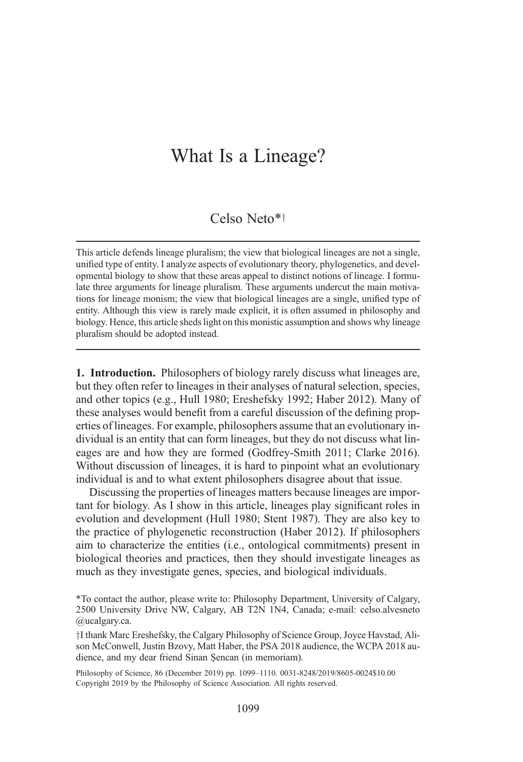# What Is a Lineage?

Celso Neto*†

This article defends lineage pluralism; the view that biological lineages are not a single, unified type of entity. I analyze aspects of evolutionary theory, phylogenetics, and developmental biology to show that these areas appeal to distinct notions of lineage. I formulate three arguments for lineage pluralism. These arguments undercut the main motivations for lineage monism; the view that biological lineages are a single, unified type of entity. Although this view is rarely made explicit, it is often assumed in philosophy and biology. Hence, this article sheds light on this monistic assumption and shows why lineage pluralism should be adopted instead.

**1. Introduction.** Philosophers of biology rarely discuss what lineages are, but they often refer to lineages in their analyses of natural selection, species, and other topics (e.g., Hull 1980; Ereshefsky 1992; Haber 2012). Many of these analyses would benefit from a careful discussion of the defining properties of lineages. For example, philosophers assume that an evolutionary individual is an entity that can form lineages, but they do not discuss what lineages are and how they are formed (Godfrey-Smith 2011; Clarke 2016). Without discussion of lineages, it is hard to pinpoint what an evolutionary individual is and to what extent philosophers disagree about that issue.

Discussing the properties of lineages matters because lineages are important for biology. As I show in this article, lineages play significant roles in evolution and development (Hull 1980; Stent 1987). They are also key to the practice of phylogenetic reconstruction (Haber 2012). If philosophers aim to characterize the entities (i.e., ontological commitments) present in biological theories and practices, then they should investigate lineages as much as they investigate genes, species, and biological individuals.

*To contact the author, please write to: Philosophy Department, University of Calgary, 2500 University Drive NW, Calgary, AB T2N 1N4, Canada; e-mail: celso.alvesneto@ucalgary.ca.

†I thank Marc Ereshefsky, the Calgary Philosophy of Science Group, Joyce Havstad, Alison McConwell, Justin Bzovy, Matt Haber, the PSA 2018 audience, the WCPA 2018 audience, and my dear friend Sinan Şencan (in memoriam).

Philosophy of Science, 86 (December 2019) pp. 1099–1110. 0031-8248/2019/8605-0024$10.00
Copyright 2019 by the Philosophy of Science Association. All rights reserved.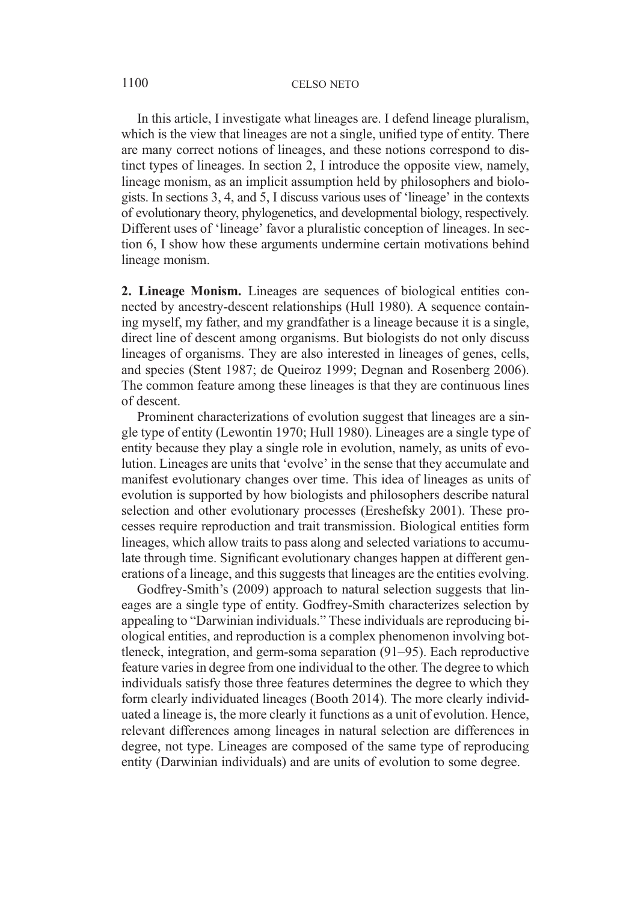In this article, I investigate what lineages are. I defend lineage pluralism, which is the view that lineages are not a single, unified type of entity. There are many correct notions of lineages, and these notions correspond to distinct types of lineages. In section 2, I introduce the opposite view, namely, lineage monism, as an implicit assumption held by philosophers and biologists. In sections 3, 4, and 5, I discuss various uses of 'lineage' in the contexts of evolutionary theory, phylogenetics, and developmental biology, respectively. Different uses of 'lineage' favor a pluralistic conception of lineages. In section 6, I show how these arguments undermine certain motivations behind lineage monism.

**2. Lineage Monism.** Lineages are sequences of biological entities connected by ancestry-descent relationships (Hull 1980). A sequence containing myself, my father, and my grandfather is a lineage because it is a single, direct line of descent among organisms. But biologists do not only discuss lineages of organisms. They are also interested in lineages of genes, cells, and species (Stent 1987; de Queiroz 1999; Degnan and Rosenberg 2006). The common feature among these lineages is that they are continuous lines of descent.

Prominent characterizations of evolution suggest that lineages are a single type of entity (Lewontin 1970; Hull 1980). Lineages are a single type of entity because they play a single role in evolution, namely, as units of evolution. Lineages are units that 'evolve' in the sense that they accumulate and manifest evolutionary changes over time. This idea of lineages as units of evolution is supported by how biologists and philosophers describe natural selection and other evolutionary processes (Ereshefsky 2001). These processes require reproduction and trait transmission. Biological entities form lineages, which allow traits to pass along and selected variations to accumulate through time. Significant evolutionary changes happen at different generations of a lineage, and this suggests that lineages are the entities evolving.

Godfrey-Smith's (2009) approach to natural selection suggests that lineages are a single type of entity. Godfrey-Smith characterizes selection by appealing to "Darwinian individuals." These individuals are reproducing biological entities, and reproduction is a complex phenomenon involving bottleneck, integration, and germ-soma separation (91–95). Each reproductive feature varies in degree from one individual to the other. The degree to which individuals satisfy those three features determines the degree to which they form clearly individuated lineages (Booth 2014). The more clearly individuated a lineage is, the more clearly it functions as a unit of evolution. Hence, relevant differences among lineages in natural selection are differences in degree, not type. Lineages are composed of the same type of reproducing entity (Darwinian individuals) and are units of evolution to some degree.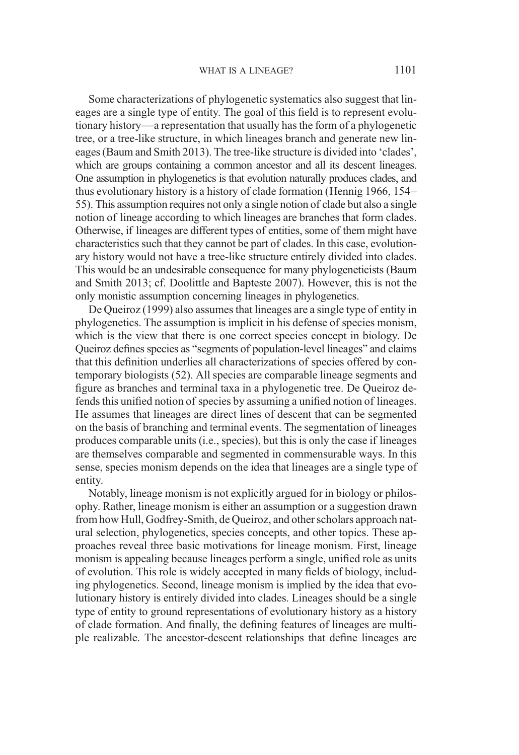Some characterizations of phylogenetic systematics also suggest that lineages are a single type of entity. The goal of this field is to represent evolutionary history—a representation that usually has the form of a phylogenetic tree, or a tree-like structure, in which lineages branch and generate new lineages (Baum and Smith 2013). The tree-like structure is divided into 'clades', which are groups containing a common ancestor and all its descent lineages. One assumption in phylogenetics is that evolution naturally produces clades, and thus evolutionary history is a history of clade formation (Hennig 1966, 154–55). This assumption requires not only a single notion of clade but also a single notion of lineage according to which lineages are branches that form clades. Otherwise, if lineages are different types of entities, some of them might have characteristics such that they cannot be part of clades. In this case, evolutionary history would not have a tree-like structure entirely divided into clades. This would be an undesirable consequence for many phylogeneticists (Baum and Smith 2013; cf. Doolittle and Bapteste 2007). However, this is not the only monistic assumption concerning lineages in phylogenetics.

De Queiroz (1999) also assumes that lineages are a single type of entity in phylogenetics. The assumption is implicit in his defense of species monism, which is the view that there is one correct species concept in biology. De Queiroz defines species as "segments of population-level lineages" and claims that this definition underlies all characterizations of species offered by contemporary biologists (52). All species are comparable lineage segments and figure as branches and terminal taxa in a phylogenetic tree. De Queiroz defends this unified notion of species by assuming a unified notion of lineages. He assumes that lineages are direct lines of descent that can be segmented on the basis of branching and terminal events. The segmentation of lineages produces comparable units (i.e., species), but this is only the case if lineages are themselves comparable and segmented in commensurable ways. In this sense, species monism depends on the idea that lineages are a single type of entity.

Notably, lineage monism is not explicitly argued for in biology or philosophy. Rather, lineage monism is either an assumption or a suggestion drawn from how Hull, Godfrey-Smith, de Queiroz, and other scholars approach natural selection, phylogenetics, species concepts, and other topics. These approaches reveal three basic motivations for lineage monism. First, lineage monism is appealing because lineages perform a single, unified role as units of evolution. This role is widely accepted in many fields of biology, including phylogenetics. Second, lineage monism is implied by the idea that evolutionary history is entirely divided into clades. Lineages should be a single type of entity to ground representations of evolutionary history as a history of clade formation. And finally, the defining features of lineages are multiple realizable. The ancestor-descent relationships that define lineages are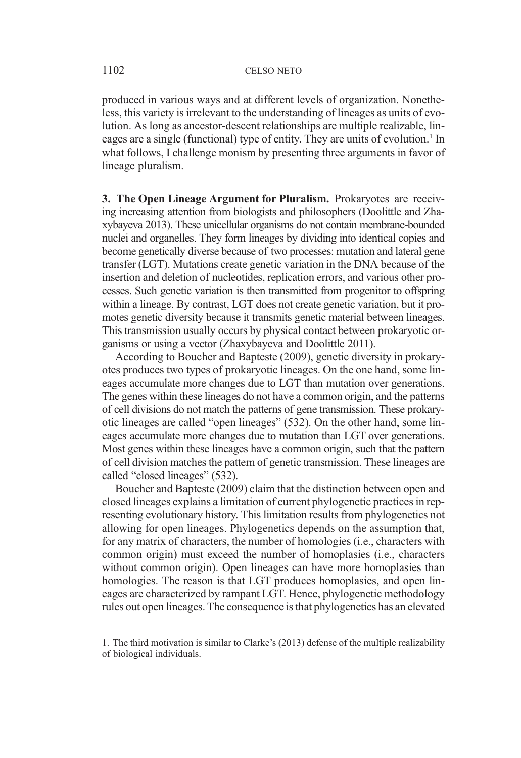produced in various ways and at different levels of organization. Nonetheless, this variety is irrelevant to the understanding of lineages as units of evolution. As long as ancestor-descent relationships are multiple realizable, lineages are a single (functional) type of entity. They are units of evolution.[1] In what follows, I challenge monism by presenting three arguments in favor of lineage pluralism.

**3. The Open Lineage Argument for Pluralism.** Prokaryotes are receiving increasing attention from biologists and philosophers (Doolittle and Zhaxybayeva 2013). These unicellular organisms do not contain membrane-bounded nuclei and organelles. They form lineages by dividing into identical copies and become genetically diverse because of two processes: mutation and lateral gene transfer (LGT). Mutations create genetic variation in the DNA because of the insertion and deletion of nucleotides, replication errors, and various other processes. Such genetic variation is then transmitted from progenitor to offspring within a lineage. By contrast, LGT does not create genetic variation, but it promotes genetic diversity because it transmits genetic material between lineages. This transmission usually occurs by physical contact between prokaryotic organisms or using a vector (Zhaxybayeva and Doolittle 2011).

According to Boucher and Bapteste (2009), genetic diversity in prokaryotes produces two types of prokaryotic lineages. On the one hand, some lineages accumulate more changes due to LGT than mutation over generations. The genes within these lineages do not have a common origin, and the patterns of cell divisions do not match the patterns of gene transmission. These prokaryotic lineages are called "open lineages" (532). On the other hand, some lineages accumulate more changes due to mutation than LGT over generations. Most genes within these lineages have a common origin, such that the pattern of cell division matches the pattern of genetic transmission. These lineages are called "closed lineages" (532).

Boucher and Bapteste (2009) claim that the distinction between open and closed lineages explains a limitation of current phylogenetic practices in representing evolutionary history. This limitation results from phylogenetics not allowing for open lineages. Phylogenetics depends on the assumption that, for any matrix of characters, the number of homologies (i.e., characters with common origin) must exceed the number of homoplasies (i.e., characters without common origin). Open lineages can have more homoplasies than homologies. The reason is that LGT produces homoplasies, and open lineages are characterized by rampant LGT. Hence, phylogenetic methodology rules out open lineages. The consequence is that phylogenetics has an elevated

1. The third motivation is similar to Clarke's (2013) defense of the multiple realizability of biological individuals.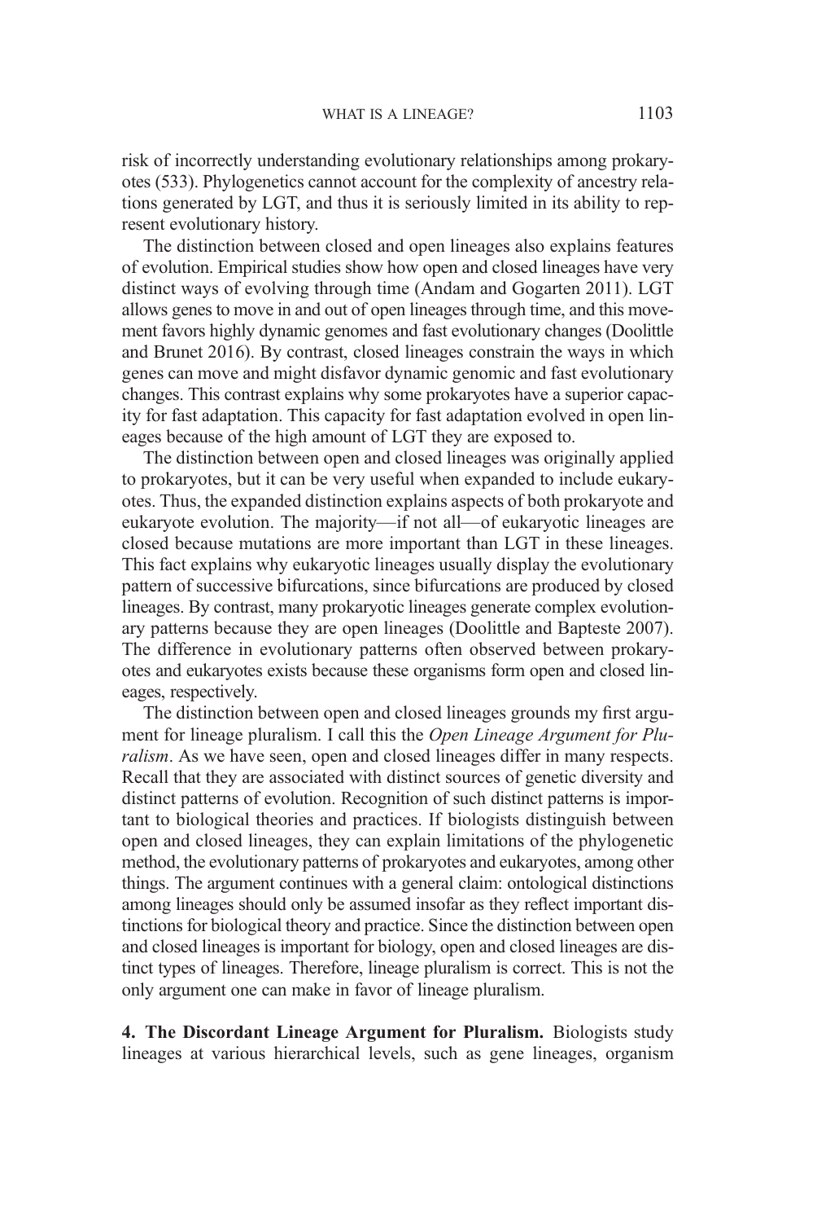risk of incorrectly understanding evolutionary relationships among prokaryotes (533). Phylogenetics cannot account for the complexity of ancestry relations generated by LGT, and thus it is seriously limited in its ability to represent evolutionary history.

The distinction between closed and open lineages also explains features of evolution. Empirical studies show how open and closed lineages have very distinct ways of evolving through time (Andam and Gogarten 2011). LGT allows genes to move in and out of open lineages through time, and this movement favors highly dynamic genomes and fast evolutionary changes (Doolittle and Brunet 2016). By contrast, closed lineages constrain the ways in which genes can move and might disfavor dynamic genomic and fast evolutionary changes. This contrast explains why some prokaryotes have a superior capacity for fast adaptation. This capacity for fast adaptation evolved in open lineages because of the high amount of LGT they are exposed to.

The distinction between open and closed lineages was originally applied to prokaryotes, but it can be very useful when expanded to include eukaryotes. Thus, the expanded distinction explains aspects of both prokaryote and eukaryote evolution. The majority—if not all—of eukaryotic lineages are closed because mutations are more important than LGT in these lineages. This fact explains why eukaryotic lineages usually display the evolutionary pattern of successive bifurcations, since bifurcations are produced by closed lineages. By contrast, many prokaryotic lineages generate complex evolutionary patterns because they are open lineages (Doolittle and Bapteste 2007). The difference in evolutionary patterns often observed between prokaryotes and eukaryotes exists because these organisms form open and closed lineages, respectively.

The distinction between open and closed lineages grounds my first argument for lineage pluralism. I call this the *Open Lineage Argument for Pluralism*. As we have seen, open and closed lineages differ in many respects. Recall that they are associated with distinct sources of genetic diversity and distinct patterns of evolution. Recognition of such distinct patterns is important to biological theories and practices. If biologists distinguish between open and closed lineages, they can explain limitations of the phylogenetic method, the evolutionary patterns of prokaryotes and eukaryotes, among other things. The argument continues with a general claim: ontological distinctions among lineages should only be assumed insofar as they reflect important distinctions for biological theory and practice. Since the distinction between open and closed lineages is important for biology, open and closed lineages are distinct types of lineages. Therefore, lineage pluralism is correct. This is not the only argument one can make in favor of lineage pluralism.

**4. The Discordant Lineage Argument for Pluralism.** Biologists study lineages at various hierarchical levels, such as gene lineages, organism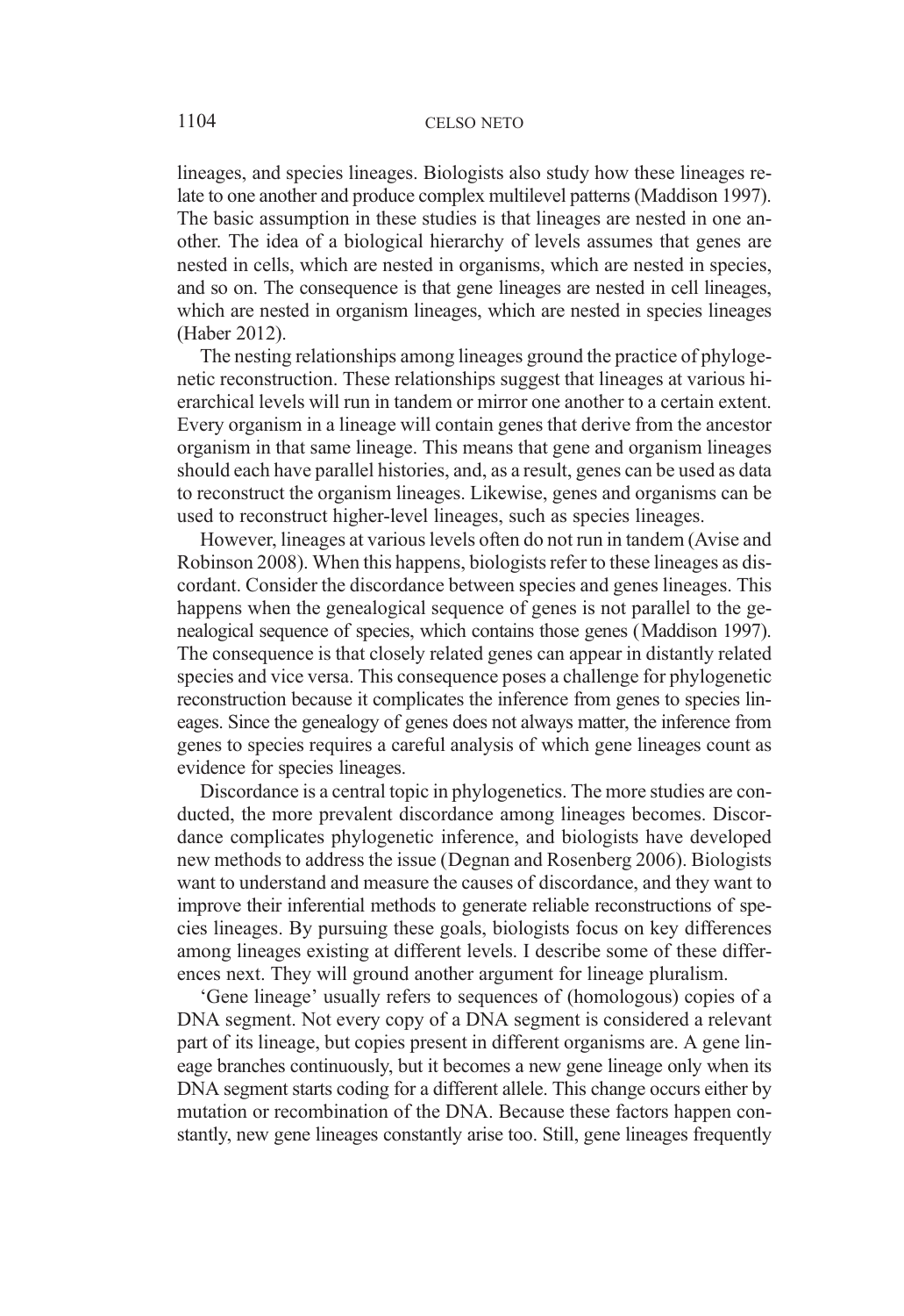lineages, and species lineages. Biologists also study how these lineages relate to one another and produce complex multilevel patterns (Maddison 1997). The basic assumption in these studies is that lineages are nested in one another. The idea of a biological hierarchy of levels assumes that genes are nested in cells, which are nested in organisms, which are nested in species, and so on. The consequence is that gene lineages are nested in cell lineages, which are nested in organism lineages, which are nested in species lineages (Haber 2012).

The nesting relationships among lineages ground the practice of phylogenetic reconstruction. These relationships suggest that lineages at various hierarchical levels will run in tandem or mirror one another to a certain extent. Every organism in a lineage will contain genes that derive from the ancestor organism in that same lineage. This means that gene and organism lineages should each have parallel histories, and, as a result, genes can be used as data to reconstruct the organism lineages. Likewise, genes and organisms can be used to reconstruct higher-level lineages, such as species lineages.

However, lineages at various levels often do not run in tandem (Avise and Robinson 2008). When this happens, biologists refer to these lineages as discordant. Consider the discordance between species and genes lineages. This happens when the genealogical sequence of genes is not parallel to the genealogical sequence of species, which contains those genes (Maddison 1997). The consequence is that closely related genes can appear in distantly related species and vice versa. This consequence poses a challenge for phylogenetic reconstruction because it complicates the inference from genes to species lineages. Since the genealogy of genes does not always matter, the inference from genes to species requires a careful analysis of which gene lineages count as evidence for species lineages.

Discordance is a central topic in phylogenetics. The more studies are conducted, the more prevalent discordance among lineages becomes. Discordance complicates phylogenetic inference, and biologists have developed new methods to address the issue (Degnan and Rosenberg 2006). Biologists want to understand and measure the causes of discordance, and they want to improve their inferential methods to generate reliable reconstructions of species lineages. By pursuing these goals, biologists focus on key differences among lineages existing at different levels. I describe some of these differences next. They will ground another argument for lineage pluralism.

'Gene lineage' usually refers to sequences of (homologous) copies of a DNA segment. Not every copy of a DNA segment is considered a relevant part of its lineage, but copies present in different organisms are. A gene lineage branches continuously, but it becomes a new gene lineage only when its DNA segment starts coding for a different allele. This change occurs either by mutation or recombination of the DNA. Because these factors happen constantly, new gene lineages constantly arise too. Still, gene lineages frequently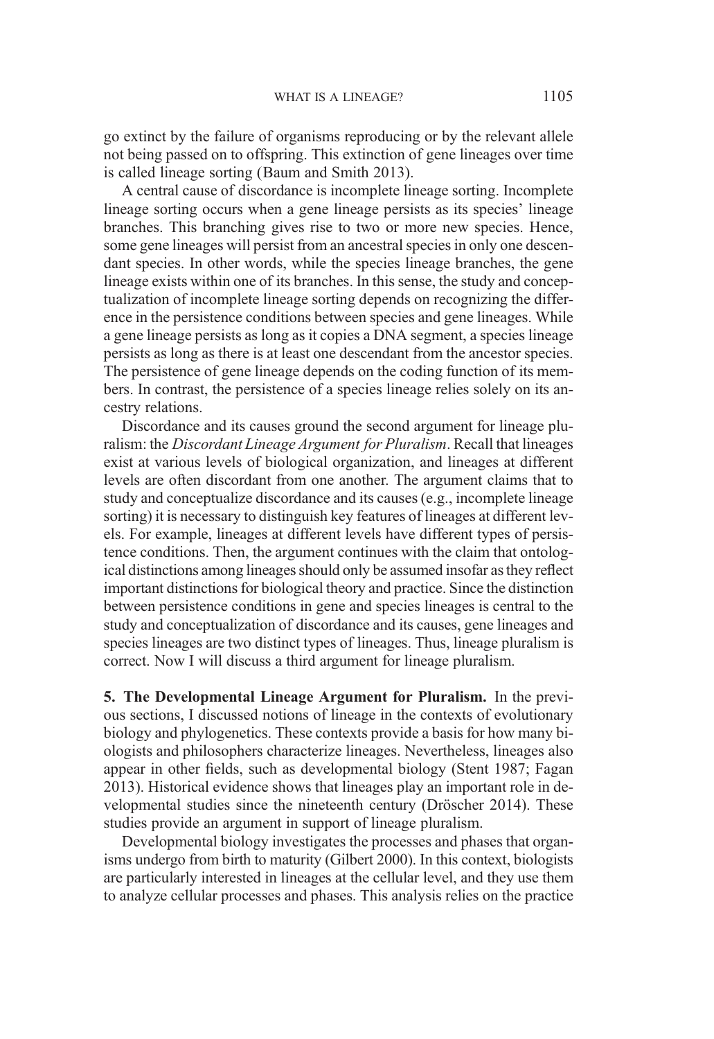go extinct by the failure of organisms reproducing or by the relevant allele not being passed on to offspring. This extinction of gene lineages over time is called lineage sorting (Baum and Smith 2013).

A central cause of discordance is incomplete lineage sorting. Incomplete lineage sorting occurs when a gene lineage persists as its species' lineage branches. This branching gives rise to two or more new species. Hence, some gene lineages will persist from an ancestral species in only one descendant species. In other words, while the species lineage branches, the gene lineage exists within one of its branches. In this sense, the study and conceptualization of incomplete lineage sorting depends on recognizing the difference in the persistence conditions between species and gene lineages. While a gene lineage persists as long as it copies a DNA segment, a species lineage persists as long as there is at least one descendant from the ancestor species. The persistence of gene lineage depends on the coding function of its members. In contrast, the persistence of a species lineage relies solely on its ancestry relations.

Discordance and its causes ground the second argument for lineage pluralism: the *Discordant Lineage Argument for Pluralism*. Recall that lineages exist at various levels of biological organization, and lineages at different levels are often discordant from one another. The argument claims that to study and conceptualize discordance and its causes (e.g., incomplete lineage sorting) it is necessary to distinguish key features of lineages at different levels. For example, lineages at different levels have different types of persistence conditions. Then, the argument continues with the claim that ontological distinctions among lineages should only be assumed insofar as they reflect important distinctions for biological theory and practice. Since the distinction between persistence conditions in gene and species lineages is central to the study and conceptualization of discordance and its causes, gene lineages and species lineages are two distinct types of lineages. Thus, lineage pluralism is correct. Now I will discuss a third argument for lineage pluralism.

**5. The Developmental Lineage Argument for Pluralism.** In the previous sections, I discussed notions of lineage in the contexts of evolutionary biology and phylogenetics. These contexts provide a basis for how many biologists and philosophers characterize lineages. Nevertheless, lineages also appear in other fields, such as developmental biology (Stent 1987; Fagan 2013). Historical evidence shows that lineages play an important role in developmental studies since the nineteenth century (Dröscher 2014). These studies provide an argument in support of lineage pluralism.

Developmental biology investigates the processes and phases that organisms undergo from birth to maturity (Gilbert 2000). In this context, biologists are particularly interested in lineages at the cellular level, and they use them to analyze cellular processes and phases. This analysis relies on the practice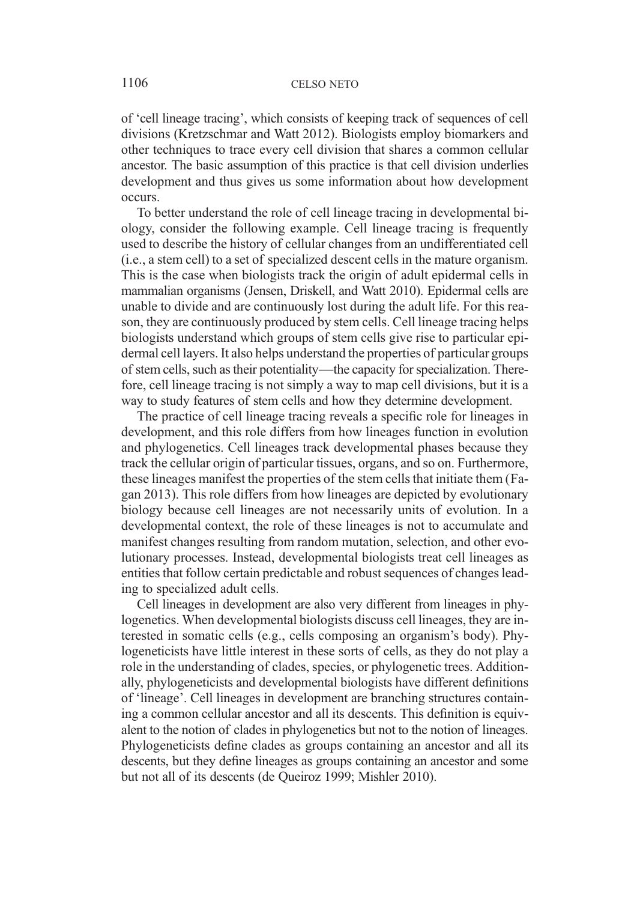of 'cell lineage tracing', which consists of keeping track of sequences of cell divisions (Kretzschmar and Watt 2012). Biologists employ biomarkers and other techniques to trace every cell division that shares a common cellular ancestor. The basic assumption of this practice is that cell division underlies development and thus gives us some information about how development occurs.

To better understand the role of cell lineage tracing in developmental biology, consider the following example. Cell lineage tracing is frequently used to describe the history of cellular changes from an undifferentiated cell (i.e., a stem cell) to a set of specialized descent cells in the mature organism. This is the case when biologists track the origin of adult epidermal cells in mammalian organisms (Jensen, Driskell, and Watt 2010). Epidermal cells are unable to divide and are continuously lost during the adult life. For this reason, they are continuously produced by stem cells. Cell lineage tracing helps biologists understand which groups of stem cells give rise to particular epidermal cell layers. It also helps understand the properties of particular groups of stem cells, such as their potentiality—the capacity for specialization. Therefore, cell lineage tracing is not simply a way to map cell divisions, but it is a way to study features of stem cells and how they determine development.

The practice of cell lineage tracing reveals a specific role for lineages in development, and this role differs from how lineages function in evolution and phylogenetics. Cell lineages track developmental phases because they track the cellular origin of particular tissues, organs, and so on. Furthermore, these lineages manifest the properties of the stem cells that initiate them (Fagan 2013). This role differs from how lineages are depicted by evolutionary biology because cell lineages are not necessarily units of evolution. In a developmental context, the role of these lineages is not to accumulate and manifest changes resulting from random mutation, selection, and other evolutionary processes. Instead, developmental biologists treat cell lineages as entities that follow certain predictable and robust sequences of changes leading to specialized adult cells.

Cell lineages in development are also very different from lineages in phylogenetics. When developmental biologists discuss cell lineages, they are interested in somatic cells (e.g., cells composing an organism's body). Phylogeneticists have little interest in these sorts of cells, as they do not play a role in the understanding of clades, species, or phylogenetic trees. Additionally, phylogeneticists and developmental biologists have different definitions of 'lineage'. Cell lineages in development are branching structures containing a common cellular ancestor and all its descents. This definition is equivalent to the notion of clades in phylogenetics but not to the notion of lineages. Phylogeneticists define clades as groups containing an ancestor and all its descents, but they define lineages as groups containing an ancestor and some but not all of its descents (de Queiroz 1999; Mishler 2010).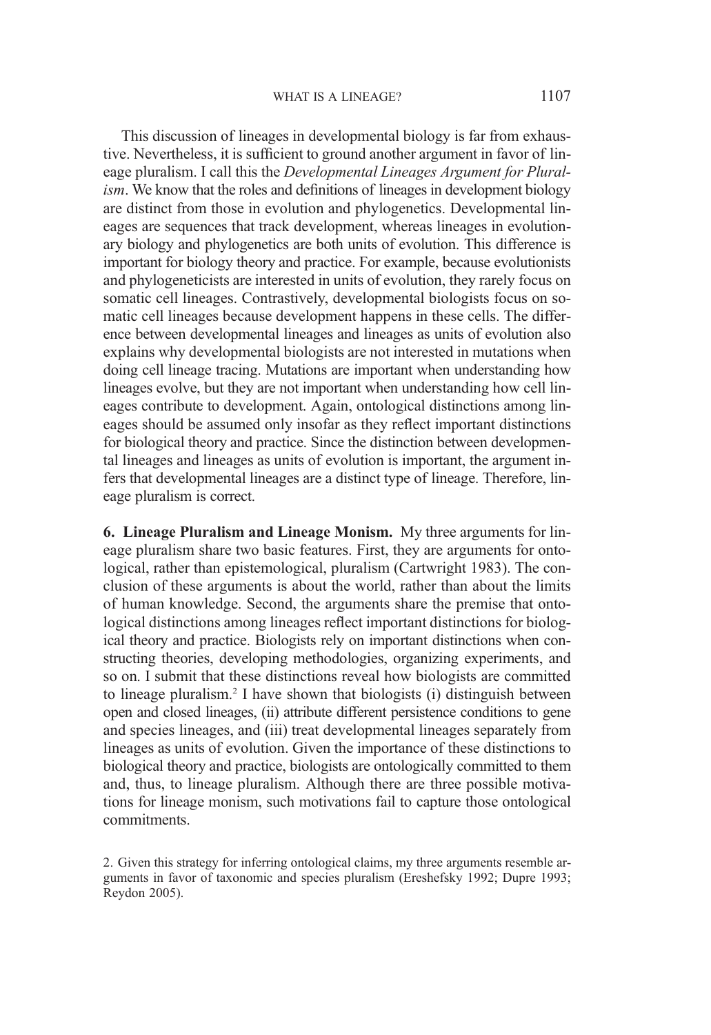This discussion of lineages in developmental biology is far from exhaustive. Nevertheless, it is sufficient to ground another argument in favor of lineage pluralism. I call this the *Developmental Lineages Argument for Pluralism*. We know that the roles and definitions of lineages in development biology are distinct from those in evolution and phylogenetics. Developmental lineages are sequences that track development, whereas lineages in evolutionary biology and phylogenetics are both units of evolution. This difference is important for biology theory and practice. For example, because evolutionists and phylogeneticists are interested in units of evolution, they rarely focus on somatic cell lineages. Contrastively, developmental biologists focus on somatic cell lineages because development happens in these cells. The difference between developmental lineages and lineages as units of evolution also explains why developmental biologists are not interested in mutations when doing cell lineage tracing. Mutations are important when understanding how lineages evolve, but they are not important when understanding how cell lineages contribute to development. Again, ontological distinctions among lineages should be assumed only insofar as they reflect important distinctions for biological theory and practice. Since the distinction between developmental lineages and lineages as units of evolution is important, the argument infers that developmental lineages are a distinct type of lineage. Therefore, lineage pluralism is correct.

**6. Lineage Pluralism and Lineage Monism.** My three arguments for lineage pluralism share two basic features. First, they are arguments for ontological, rather than epistemological, pluralism (Cartwright 1983). The conclusion of these arguments is about the world, rather than about the limits of human knowledge. Second, the arguments share the premise that ontological distinctions among lineages reflect important distinctions for biological theory and practice. Biologists rely on important distinctions when constructing theories, developing methodologies, organizing experiments, and so on. I submit that these distinctions reveal how biologists are committed to lineage pluralism.[2] I have shown that biologists (i) distinguish between open and closed lineages, (ii) attribute different persistence conditions to gene and species lineages, and (iii) treat developmental lineages separately from lineages as units of evolution. Given the importance of these distinctions to biological theory and practice, biologists are ontologically committed to them and, thus, to lineage pluralism. Although there are three possible motivations for lineage monism, such motivations fail to capture those ontological commitments.

2. Given this strategy for inferring ontological claims, my three arguments resemble arguments in favor of taxonomic and species pluralism (Ereshefsky 1992; Dupre 1993; Reydon 2005).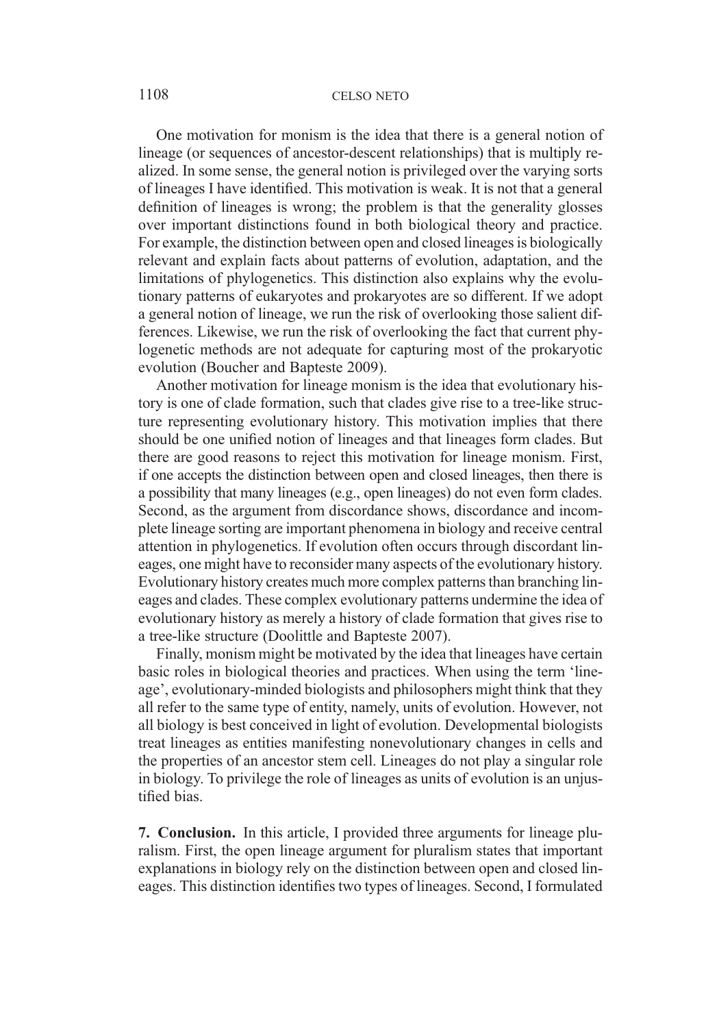One motivation for monism is the idea that there is a general notion of lineage (or sequences of ancestor-descent relationships) that is multiply realized. In some sense, the general notion is privileged over the varying sorts of lineages I have identified. This motivation is weak. It is not that a general definition of lineages is wrong; the problem is that the generality glosses over important distinctions found in both biological theory and practice. For example, the distinction between open and closed lineages is biologically relevant and explain facts about patterns of evolution, adaptation, and the limitations of phylogenetics. This distinction also explains why the evolutionary patterns of eukaryotes and prokaryotes are so different. If we adopt a general notion of lineage, we run the risk of overlooking those salient differences. Likewise, we run the risk of overlooking the fact that current phylogenetic methods are not adequate for capturing most of the prokaryotic evolution (Boucher and Bapteste 2009).

Another motivation for lineage monism is the idea that evolutionary history is one of clade formation, such that clades give rise to a tree-like structure representing evolutionary history. This motivation implies that there should be one unified notion of lineages and that lineages form clades. But there are good reasons to reject this motivation for lineage monism. First, if one accepts the distinction between open and closed lineages, then there is a possibility that many lineages (e.g., open lineages) do not even form clades. Second, as the argument from discordance shows, discordance and incomplete lineage sorting are important phenomena in biology and receive central attention in phylogenetics. If evolution often occurs through discordant lineages, one might have to reconsider many aspects of the evolutionary history. Evolutionary history creates much more complex patterns than branching lineages and clades. These complex evolutionary patterns undermine the idea of evolutionary history as merely a history of clade formation that gives rise to a tree-like structure (Doolittle and Bapteste 2007).

Finally, monism might be motivated by the idea that lineages have certain basic roles in biological theories and practices. When using the term 'lineage', evolutionary-minded biologists and philosophers might think that they all refer to the same type of entity, namely, units of evolution. However, not all biology is best conceived in light of evolution. Developmental biologists treat lineages as entities manifesting nonevolutionary changes in cells and the properties of an ancestor stem cell. Lineages do not play a singular role in biology. To privilege the role of lineages as units of evolution is an unjustified bias.

## 7. Conclusion.

In this article, I provided three arguments for lineage pluralism. First, the open lineage argument for pluralism states that important explanations in biology rely on the distinction between open and closed lineages. This distinction identifies two types of lineages. Second, I formulated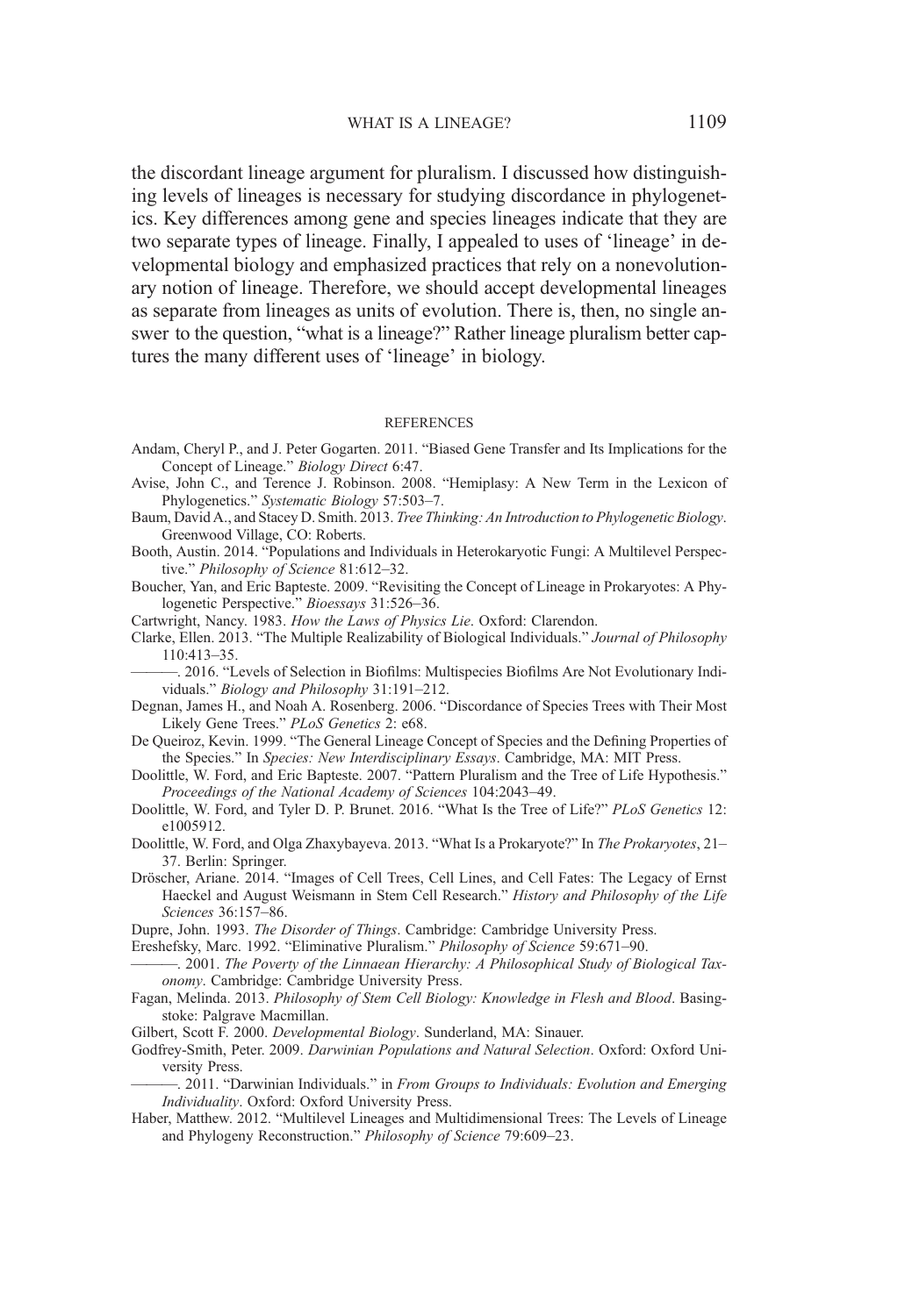the discordant lineage argument for pluralism. I discussed how distinguishing levels of lineages is necessary for studying discordance in phylogenetics. Key differences among gene and species lineages indicate that they are two separate types of lineage. Finally, I appealed to uses of 'lineage' in developmental biology and emphasized practices that rely on a nonevolutionary notion of lineage. Therefore, we should accept developmental lineages as separate from lineages as units of evolution. There is, then, no single answer to the question, "what is a lineage?" Rather lineage pluralism better captures the many different uses of 'lineage' in biology.

## REFERENCES

Andam, Cheryl P., and J. Peter Gogarten. 2011. "Biased Gene Transfer and Its Implications for the Concept of Lineage." *Biology Direct* 6:47.

Avise, John C., and Terence J. Robinson. 2008. "Hemiplasy: A New Term in the Lexicon of Phylogenetics." *Systematic Biology* 57:503–7.

Baum, David A., and Stacey D. Smith. 2013. *Tree Thinking: An Introduction to Phylogenetic Biology*. Greenwood Village, CO: Roberts.

Booth, Austin. 2014. "Populations and Individuals in Heterokaryotic Fungi: A Multilevel Perspective." *Philosophy of Science* 81:612–32.

Boucher, Yan, and Eric Bapteste. 2009. "Revisiting the Concept of Lineage in Prokaryotes: A Phylogenetic Perspective." *Bioessays* 31:526–36.

Cartwright, Nancy. 1983. *How the Laws of Physics Lie*. Oxford: Clarendon.

Clarke, Ellen. 2013. "The Multiple Realizability of Biological Individuals." *Journal of Philosophy* 110:413–35.

———. 2016. "Levels of Selection in Biofilms: Multispecies Biofilms Are Not Evolutionary Individuals." *Biology and Philosophy* 31:191–212.

Degnan, James H., and Noah A. Rosenberg. 2006. "Discordance of Species Trees with Their Most Likely Gene Trees." *PLoS Genetics* 2: e68.

De Queiroz, Kevin. 1999. "The General Lineage Concept of Species and the Defining Properties of the Species." In *Species: New Interdisciplinary Essays*. Cambridge, MA: MIT Press.

Doolittle, W. Ford, and Eric Bapteste. 2007. "Pattern Pluralism and the Tree of Life Hypothesis." *Proceedings of the National Academy of Sciences* 104:2043–49.

Doolittle, W. Ford, and Tyler D. P. Brunet. 2016. "What Is the Tree of Life?" *PLoS Genetics* 12: e1005912.

Doolittle, W. Ford, and Olga Zhaxybayeva. 2013. "What Is a Prokaryote?" In *The Prokaryotes*, 21–37. Berlin: Springer.

Dröscher, Ariane. 2014. "Images of Cell Trees, Cell Lines, and Cell Fates: The Legacy of Ernst Haeckel and August Weismann in Stem Cell Research." *History and Philosophy of the Life Sciences* 36:157–86.

Dupre, John. 1993. *The Disorder of Things*. Cambridge: Cambridge University Press.

Ereshefsky, Marc. 1992. "Eliminative Pluralism." *Philosophy of Science* 59:671–90.

———. 2001. *The Poverty of the Linnaean Hierarchy: A Philosophical Study of Biological Taxonomy*. Cambridge: Cambridge University Press.

Fagan, Melinda. 2013. *Philosophy of Stem Cell Biology: Knowledge in Flesh and Blood*. Basingstoke: Palgrave Macmillan.

Gilbert, Scott F. 2000. *Developmental Biology*. Sunderland, MA: Sinauer.

Godfrey-Smith, Peter. 2009. *Darwinian Populations and Natural Selection*. Oxford: Oxford University Press.

———. 2011. "Darwinian Individuals." in *From Groups to Individuals: Evolution and Emerging Individuality*. Oxford: Oxford University Press.

Haber, Matthew. 2012. "Multilevel Lineages and Multidimensional Trees: The Levels of Lineage and Phylogeny Reconstruction." *Philosophy of Science* 79:609–23.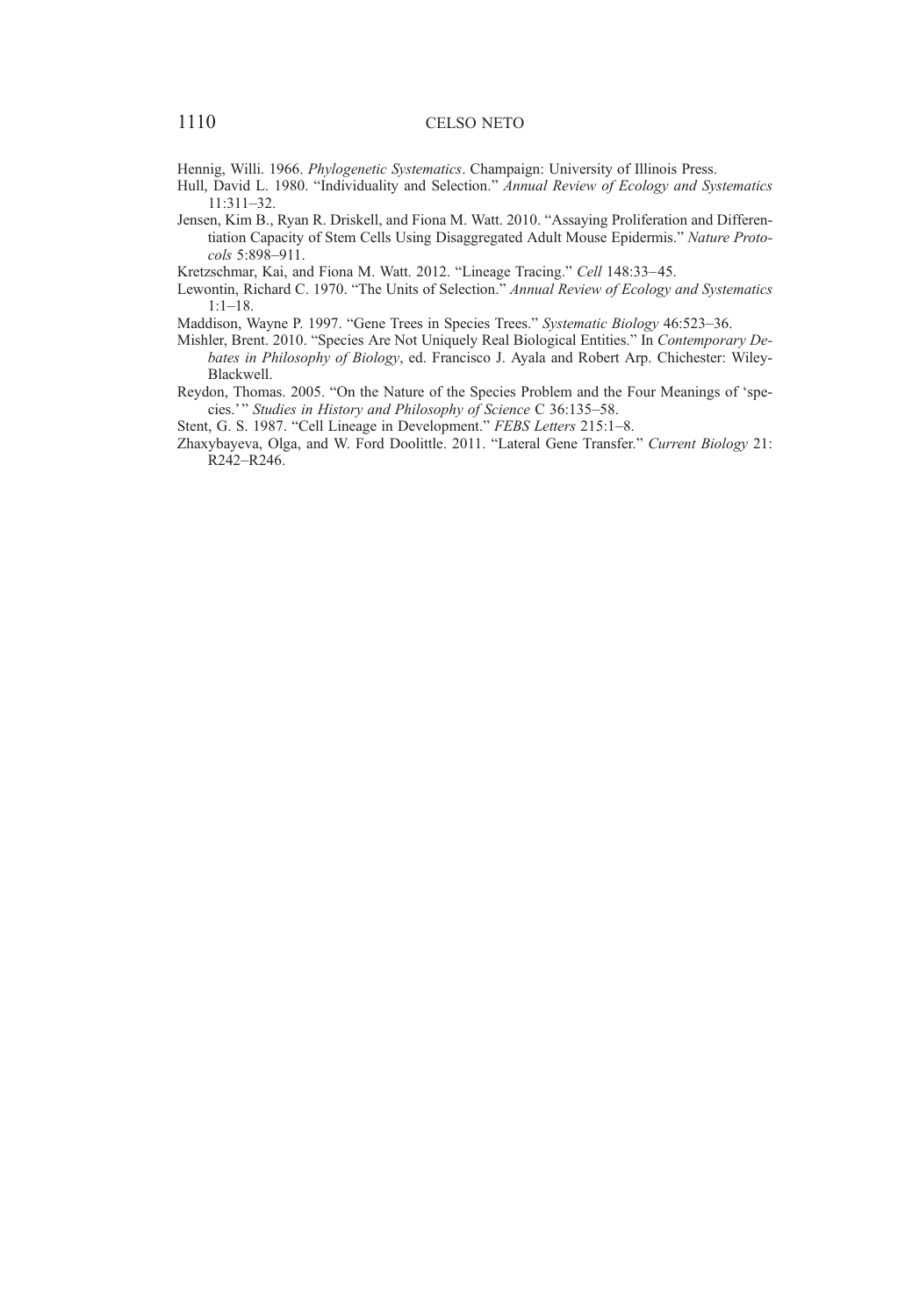Hennig, Willi. 1966. *Phylogenetic Systematics*. Champaign: University of Illinois Press.

Hull, David L. 1980. "Individuality and Selection." *Annual Review of Ecology and Systematics* 11:311–32.

Jensen, Kim B., Ryan R. Driskell, and Fiona M. Watt. 2010. "Assaying Proliferation and Differentiation Capacity of Stem Cells Using Disaggregated Adult Mouse Epidermis." *Nature Protocols* 5:898–911.

Kretzschmar, Kai, and Fiona M. Watt. 2012. "Lineage Tracing." *Cell* 148:33–45.

Lewontin, Richard C. 1970. "The Units of Selection." *Annual Review of Ecology and Systematics* 1:1–18.

Maddison, Wayne P. 1997. "Gene Trees in Species Trees." *Systematic Biology* 46:523–36.

Mishler, Brent. 2010. "Species Are Not Uniquely Real Biological Entities." In *Contemporary Debates in Philosophy of Biology*, ed. Francisco J. Ayala and Robert Arp. Chichester: Wiley-Blackwell.

Reydon, Thomas. 2005. "On the Nature of the Species Problem and the Four Meanings of 'species.'" *Studies in History and Philosophy of Science* C 36:135–58.

Stent, G. S. 1987. "Cell Lineage in Development." *FEBS Letters* 215:1–8.

Zhaxybayeva, Olga, and W. Ford Doolittle. 2011. "Lateral Gene Transfer." *Current Biology* 21: R242–R246.